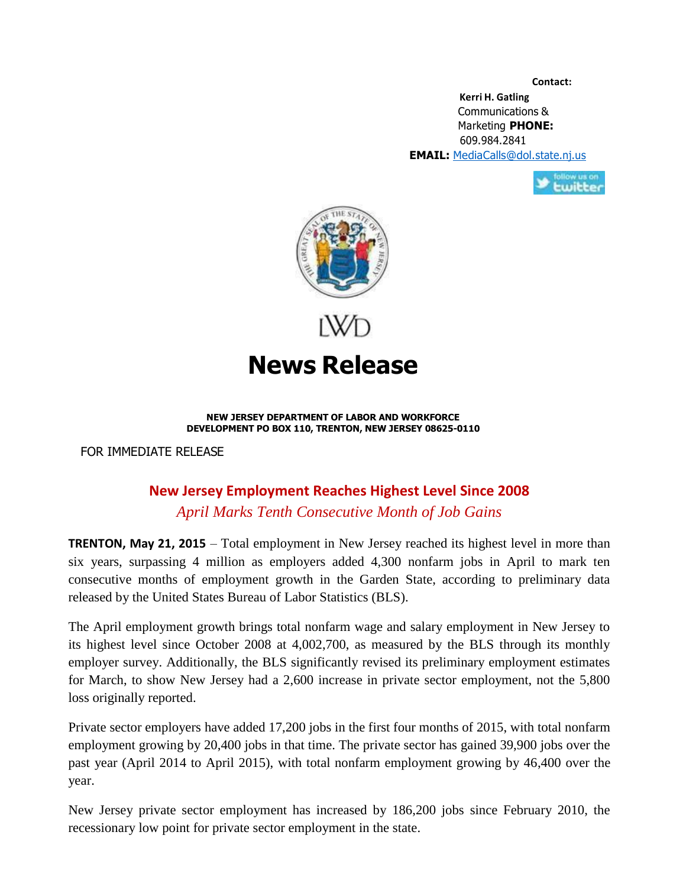**Contact:**

**Kerri H. Gatling**
Communications & Marketing **PHONE:**
609.984.2841
**EMAIL:** MediaCalls@dol.state.nj.us

LWD

# News Release

**NEW JERSEY DEPARTMENT OF LABOR AND WORKFORCE DEVELOPMENT PO BOX 110, TRENTON, NEW JERSEY 08625-0110**

FOR IMMEDIATE RELEASE

## New Jersey Employment Reaches Highest Level Since 2008

*April Marks Tenth Consecutive Month of Job Gains*

**TRENTON, May 21, 2015** – Total employment in New Jersey reached its highest level in more than six years, surpassing 4 million as employers added 4,300 nonfarm jobs in April to mark ten consecutive months of employment growth in the Garden State, according to preliminary data released by the United States Bureau of Labor Statistics (BLS).

The April employment growth brings total nonfarm wage and salary employment in New Jersey to its highest level since October 2008 at 4,002,700, as measured by the BLS through its monthly employer survey. Additionally, the BLS significantly revised its preliminary employment estimates for March, to show New Jersey had a 2,600 increase in private sector employment, not the 5,800 loss originally reported.

Private sector employers have added 17,200 jobs in the first four months of 2015, with total nonfarm employment growing by 20,400 jobs in that time. The private sector has gained 39,900 jobs over the past year (April 2014 to April 2015), with total nonfarm employment growing by 46,400 over the year.

New Jersey private sector employment has increased by 186,200 jobs since February 2010, the recessionary low point for private sector employment in the state.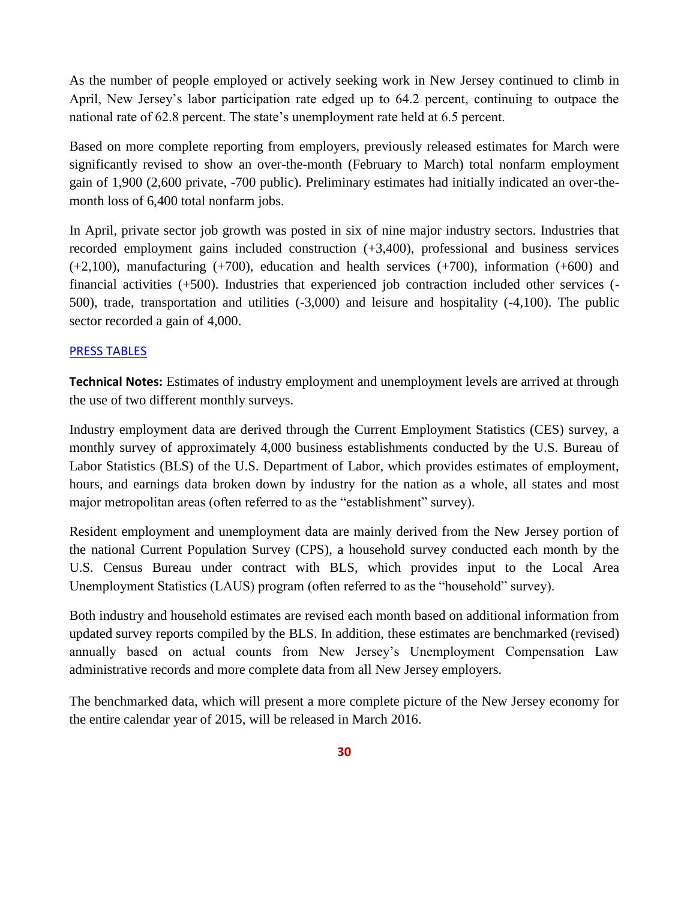As the number of people employed or actively seeking work in New Jersey continued to climb in April, New Jersey's labor participation rate edged up to 64.2 percent, continuing to outpace the national rate of 62.8 percent. The state's unemployment rate held at 6.5 percent.

Based on more complete reporting from employers, previously released estimates for March were significantly revised to show an over-the-month (February to March) total nonfarm employment gain of 1,900 (2,600 private, -700 public). Preliminary estimates had initially indicated an over-the-month loss of 6,400 total nonfarm jobs.

In April, private sector job growth was posted in six of nine major industry sectors. Industries that recorded employment gains included construction (+3,400), professional and business services (+2,100), manufacturing (+700), education and health services (+700), information (+600) and financial activities (+500). Industries that experienced job contraction included other services (-500), trade, transportation and utilities (-3,000) and leisure and hospitality (-4,100). The public sector recorded a gain of 4,000.

PRESS TABLES

**Technical Notes:** Estimates of industry employment and unemployment levels are arrived at through the use of two different monthly surveys.

Industry employment data are derived through the Current Employment Statistics (CES) survey, a monthly survey of approximately 4,000 business establishments conducted by the U.S. Bureau of Labor Statistics (BLS) of the U.S. Department of Labor, which provides estimates of employment, hours, and earnings data broken down by industry for the nation as a whole, all states and most major metropolitan areas (often referred to as the "establishment" survey).

Resident employment and unemployment data are mainly derived from the New Jersey portion of the national Current Population Survey (CPS), a household survey conducted each month by the U.S. Census Bureau under contract with BLS, which provides input to the Local Area Unemployment Statistics (LAUS) program (often referred to as the "household" survey).

Both industry and household estimates are revised each month based on additional information from updated survey reports compiled by the BLS. In addition, these estimates are benchmarked (revised) annually based on actual counts from New Jersey's Unemployment Compensation Law administrative records and more complete data from all New Jersey employers.

The benchmarked data, which will present a more complete picture of the New Jersey economy for the entire calendar year of 2015, will be released in March 2016.